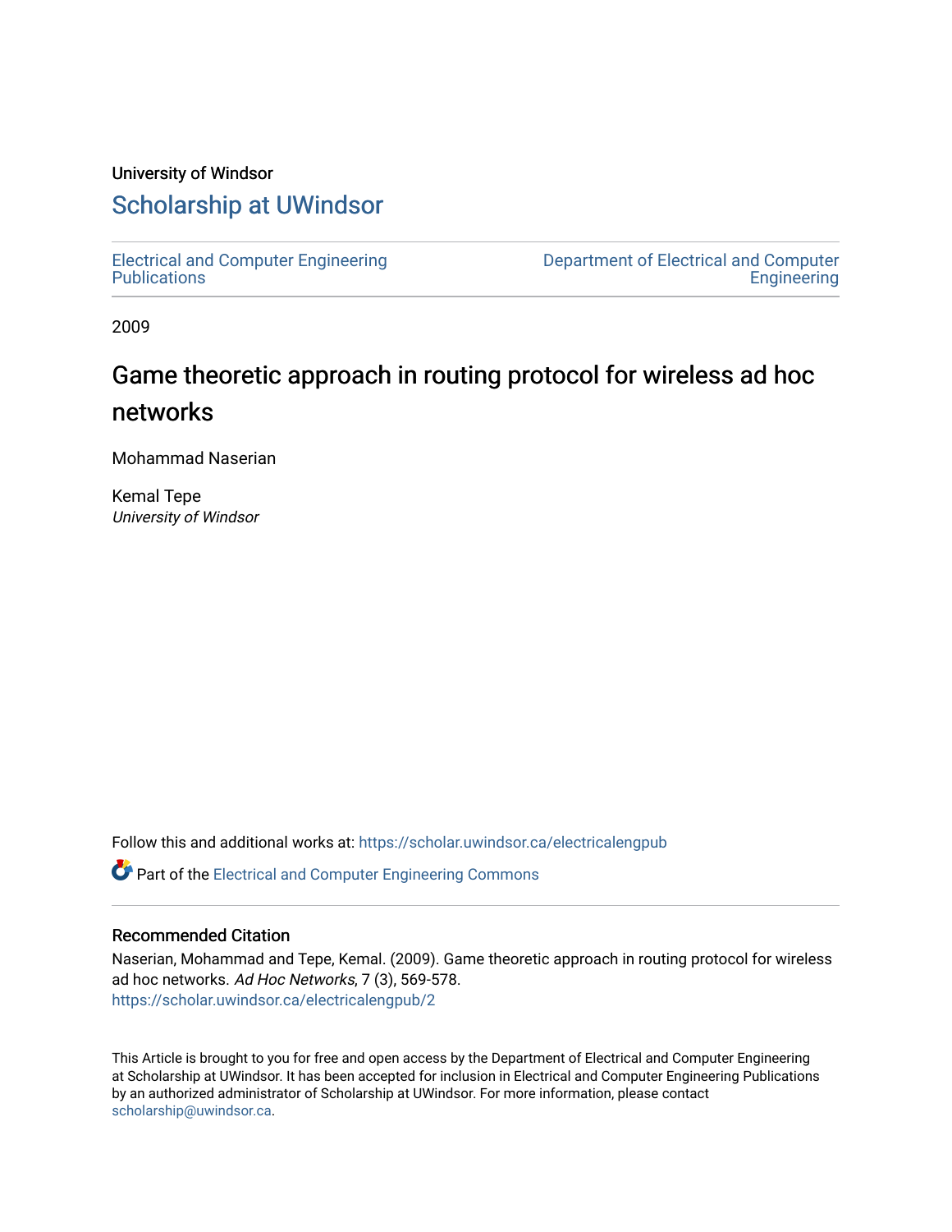University of Windsor

# Scholarship at UWindsor

Electrical and Computer Engineering Publications

Department of Electrical and Computer Engineering

2009

## Game theoretic approach in routing protocol for wireless ad hoc networks

Mohammad Naserian

Kemal Tepe
*University of Windsor*

Follow this and additional works at: https://scholar.uwindsor.ca/electricalengpub

Part of the Electrical and Computer Engineering Commons

### Recommended Citation

Naserian, Mohammad and Tepe, Kemal. (2009). Game theoretic approach in routing protocol for wireless ad hoc networks. *Ad Hoc Networks*, 7 (3), 569-578.
https://scholar.uwindsor.ca/electricalengpub/2

This Article is brought to you for free and open access by the Department of Electrical and Computer Engineering at Scholarship at UWindsor. It has been accepted for inclusion in Electrical and Computer Engineering Publications by an authorized administrator of Scholarship at UWindsor. For more information, please contact scholarship@uwindsor.ca.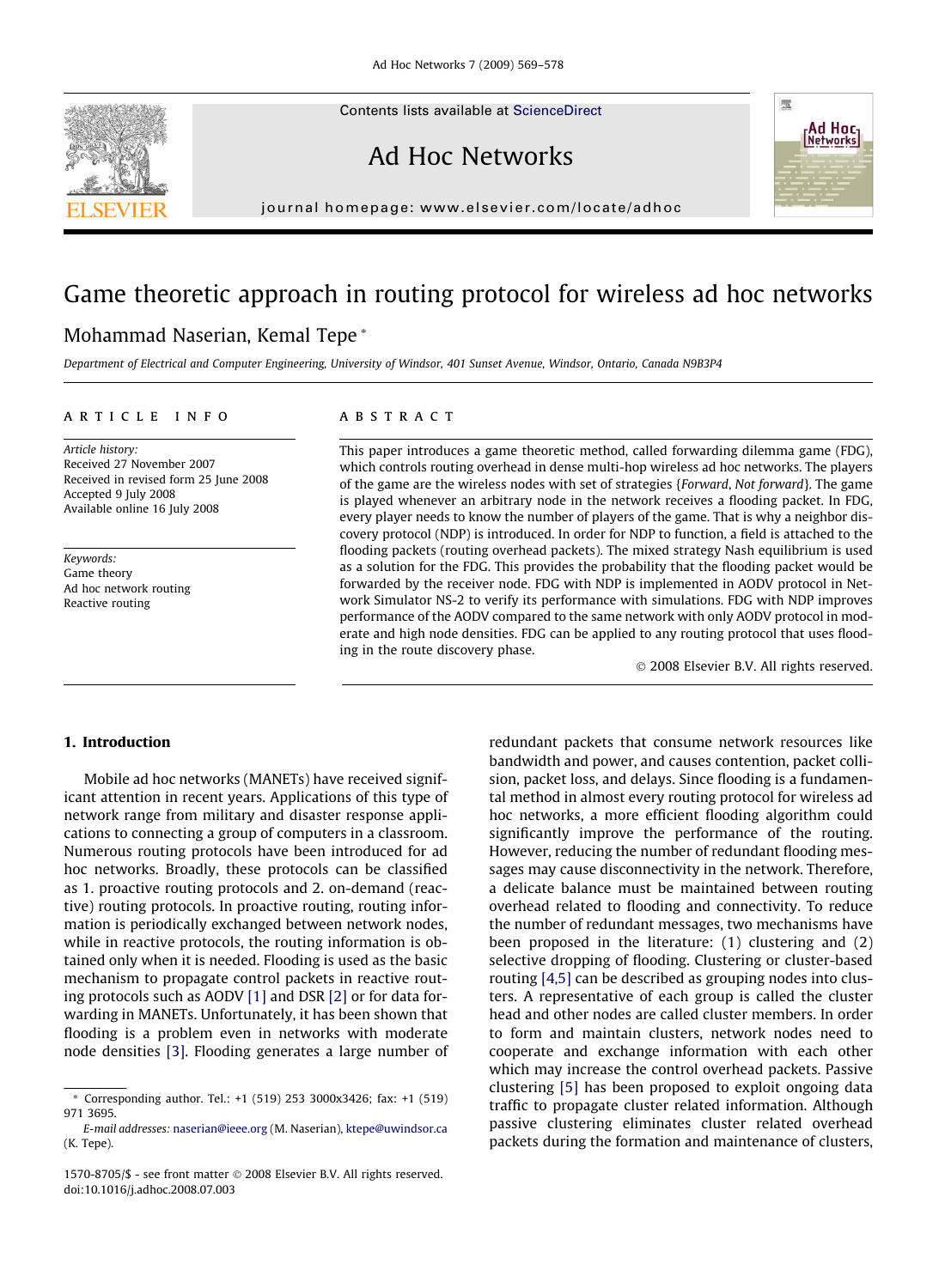# Game theoretic approach in routing protocol for wireless ad hoc networks

Mohammad Naserian, Kemal Tepe *

*Department of Electrical and Computer Engineering, University of Windsor, 401 Sunset Avenue, Windsor, Ontario, Canada N9B3P4*

## ARTICLE INFO

*Article history:*
Received 27 November 2007
Received in revised form 25 June 2008
Accepted 9 July 2008
Available online 16 July 2008

*Keywords:*
Game theory
Ad hoc network routing
Reactive routing

## ABSTRACT

This paper introduces a game theoretic method, called forwarding dilemma game (FDG), which controls routing overhead in dense multi-hop wireless ad hoc networks. The players of the game are the wireless nodes with set of strategies {*Forward*, *Not forward*}. The game is played whenever an arbitrary node in the network receives a flooding packet. In FDG, every player needs to know the number of players of the game. That is why a neighbor discovery protocol (NDP) is introduced. In order for NDP to function, a field is attached to the flooding packets (routing overhead packets). The mixed strategy Nash equilibrium is used as a solution for the FDG. This provides the probability that the flooding packet would be forwarded by the receiver node. FDG with NDP is implemented in AODV protocol in Network Simulator NS-2 to verify its performance with simulations. FDG with NDP improves performance of the AODV compared to the same network with only AODV protocol in moderate and high node densities. FDG can be applied to any routing protocol that uses flooding in the route discovery phase.

© 2008 Elsevier B.V. All rights reserved.

## 1. Introduction

Mobile ad hoc networks (MANETs) have received significant attention in recent years. Applications of this type of network range from military and disaster response applications to connecting a group of computers in a classroom. Numerous routing protocols have been introduced for ad hoc networks. Broadly, these protocols can be classified as 1. proactive routing protocols and 2. on-demand (reactive) routing protocols. In proactive routing, routing information is periodically exchanged between network nodes, while in reactive protocols, the routing information is obtained only when it is needed. Flooding is used as the basic mechanism to propagate control packets in reactive routing protocols such as AODV [1] and DSR [2] or for data forwarding in MANETs. Unfortunately, it has been shown that flooding is a problem even in networks with moderate node densities [3]. Flooding generates a large number of redundant packets that consume network resources like bandwidth and power, and causes contention, packet collision, packet loss, and delays. Since flooding is a fundamental method in almost every routing protocol for wireless ad hoc networks, a more efficient flooding algorithm could significantly improve the performance of the routing. However, reducing the number of redundant flooding messages may cause disconnectivity in the network. Therefore, a delicate balance must be maintained between routing overhead related to flooding and connectivity. To reduce the number of redundant messages, two mechanisms have been proposed in the literature: (1) clustering and (2) selective dropping of flooding. Clustering or cluster-based routing [4,5] can be described as grouping nodes into clusters. A representative of each group is called the cluster head and other nodes are called cluster members. In order to form and maintain clusters, network nodes need to cooperate and exchange information with each other which may increase the control overhead packets. Passive clustering [5] has been proposed to exploit ongoing data traffic to propagate cluster related information. Although passive clustering eliminates cluster related overhead packets during the formation and maintenance of clusters,

* Corresponding author. Tel.: +1 (519) 253 3000x3426; fax: +1 (519) 971 3695.
*E-mail addresses:* naserian@ieee.org (M. Naserian), ktepe@uwindsor.ca (K. Tepe).

1570-8705/$ - see front matter © 2008 Elsevier B.V. All rights reserved.
doi:10.1016/j.adhoc.2008.07.003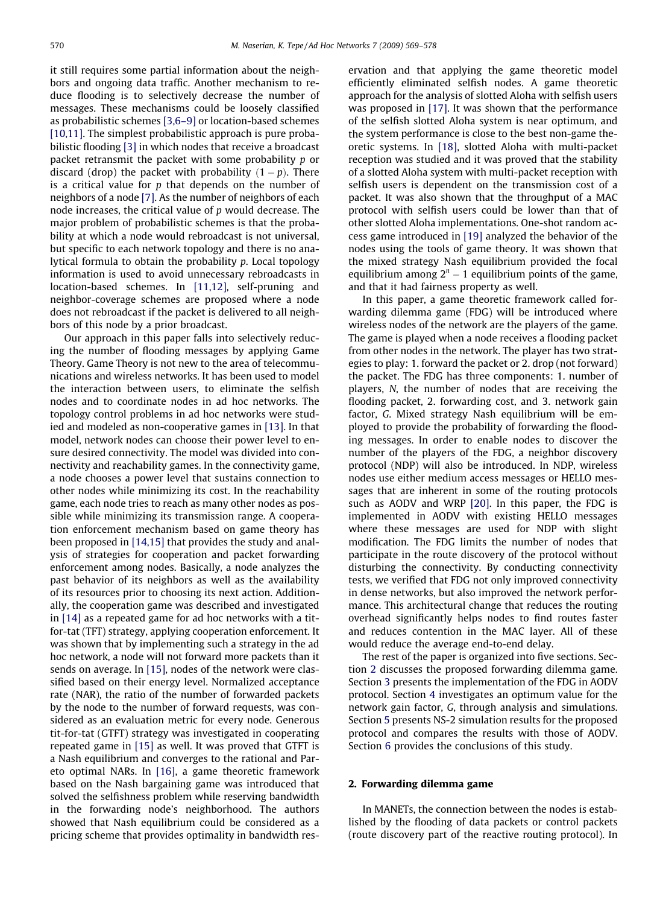it still requires some partial information about the neighbors and ongoing data traffic. Another mechanism to reduce flooding is to selectively decrease the number of messages. These mechanisms could be loosely classified as probabilistic schemes [3,6–9] or location-based schemes [10,11]. The simplest probabilistic approach is pure probabilistic flooding [3] in which nodes that receive a broadcast packet retransmit the packet with some probability $p$ or discard (drop) the packet with probability $(1 - p)$. There is a critical value for $p$ that depends on the number of neighbors of a node [7]. As the number of neighbors of each node increases, the critical value of $p$ would decrease. The major problem of probabilistic schemes is that the probability at which a node would rebroadcast is not universal, but specific to each network topology and there is no analytical formula to obtain the probability $p$. Local topology information is used to avoid unnecessary rebroadcasts in location-based schemes. In [11,12], self-pruning and neighbor-coverage schemes are proposed where a node does not rebroadcast if the packet is delivered to all neighbors of this node by a prior broadcast.

Our approach in this paper falls into selectively reducing the number of flooding messages by applying Game Theory. Game Theory is not new to the area of telecommunications and wireless networks. It has been used to model the interaction between users, to eliminate the selfish nodes and to coordinate nodes in ad hoc networks. The topology control problems in ad hoc networks were studied and modeled as non-cooperative games in [13]. In that model, network nodes can choose their power level to ensure desired connectivity. The model was divided into connectivity and reachability games. In the connectivity game, a node chooses a power level that sustains connection to other nodes while minimizing its cost. In the reachability game, each node tries to reach as many other nodes as possible while minimizing its transmission range. A cooperation enforcement mechanism based on game theory has been proposed in [14,15] that provides the study and analysis of strategies for cooperation and packet forwarding enforcement among nodes. Basically, a node analyzes the past behavior of its neighbors as well as the availability of its resources prior to choosing its next action. Additionally, the cooperation game was described and investigated in [14] as a repeated game for ad hoc networks with a tit-for-tat (TFT) strategy, applying cooperation enforcement. It was shown that by implementing such a strategy in the ad hoc network, a node will not forward more packets than it sends on average. In [15], nodes of the network were classified based on their energy level. Normalized acceptance rate (NAR), the ratio of the number of forwarded packets by the node to the number of forward requests, was considered as an evaluation metric for every node. Generous tit-for-tat (GTFT) strategy was investigated in cooperating repeated game in [15] as well. It was proved that GTFT is a Nash equilibrium and converges to the rational and Pareto optimal NARs. In [16], a game theoretic framework based on the Nash bargaining game was introduced that solved the selfishness problem while reserving bandwidth in the forwarding node's neighborhood. The authors showed that Nash equilibrium could be considered as a pricing scheme that provides optimality in bandwidth reservation and that applying the game theoretic model efficiently eliminated selfish nodes. A game theoretic approach for the analysis of slotted Aloha with selfish users was proposed in [17]. It was shown that the performance of the selfish slotted Aloha system is near optimum, and the system performance is close to the best non-game theoretic systems. In [18], slotted Aloha with multi-packet reception was studied and it was proved that the stability of a slotted Aloha system with multi-packet reception with selfish users is dependent on the transmission cost of a packet. It was also shown that the throughput of a MAC protocol with selfish users could be lower than that of other slotted Aloha implementations. One-shot random access game introduced in [19] analyzed the behavior of the nodes using the tools of game theory. It was shown that the mixed strategy Nash equilibrium provided the focal equilibrium among $2^n - 1$ equilibrium points of the game, and that it had fairness property as well.

In this paper, a game theoretic framework called forwarding dilemma game (FDG) will be introduced where wireless nodes of the network are the players of the game. The game is played when a node receives a flooding packet from other nodes in the network. The player has two strategies to play: 1. forward the packet or 2. drop (not forward) the packet. The FDG has three components: 1. number of players, $N$, the number of nodes that are receiving the flooding packet, 2. forwarding cost, and 3. network gain factor, $G$. Mixed strategy Nash equilibrium will be employed to provide the probability of forwarding the flooding messages. In order to enable nodes to discover the number of the players of the FDG, a neighbor discovery protocol (NDP) will also be introduced. In NDP, wireless nodes use either medium access messages or HELLO messages that are inherent in some of the routing protocols such as AODV and WRP [20]. In this paper, the FDG is implemented in AODV with existing HELLO messages where these messages are used for NDP with slight modification. The FDG limits the number of nodes that participate in the route discovery of the protocol without disturbing the connectivity. By conducting connectivity tests, we verified that FDG not only improved connectivity in dense networks, but also improved the network performance. This architectural change that reduces the routing overhead significantly helps nodes to find routes faster and reduces contention in the MAC layer. All of these would reduce the average end-to-end delay.

The rest of the paper is organized into five sections. Section 2 discusses the proposed forwarding dilemma game. Section 3 presents the implementation of the FDG in AODV protocol. Section 4 investigates an optimum value for the network gain factor, $G$, through analysis and simulations. Section 5 presents NS-2 simulation results for the proposed protocol and compares the results with those of AODV. Section 6 provides the conclusions of this study.

## 2. Forwarding dilemma game

In MANETs, the connection between the nodes is established by the flooding of data packets or control packets (route discovery part of the reactive routing protocol). In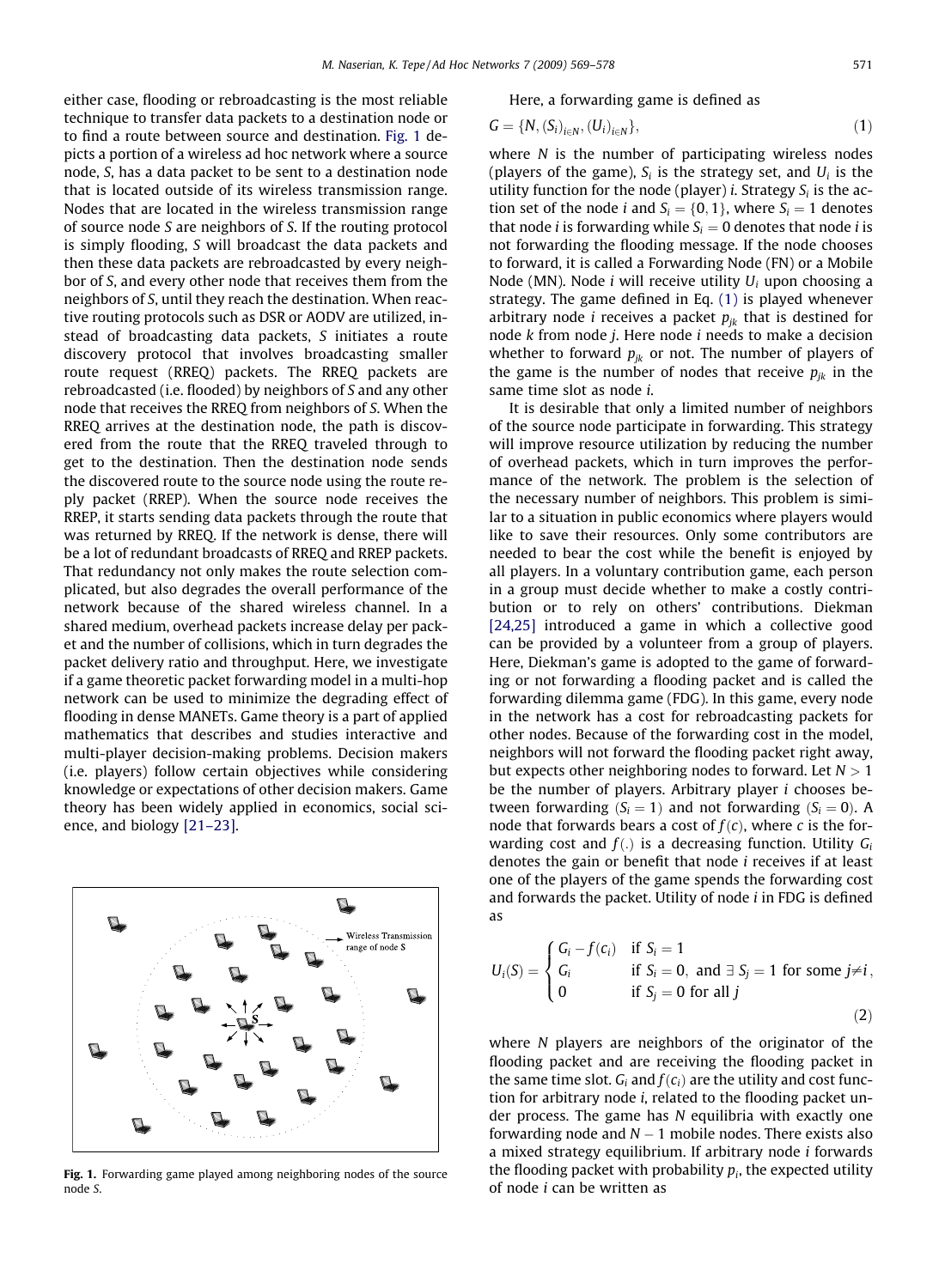either case, flooding or rebroadcasting is the most reliable technique to transfer data packets to a destination node or to find a route between source and destination. Fig. 1 depicts a portion of a wireless ad hoc network where a source node, $S$, has a data packet to be sent to a destination node that is located outside of its wireless transmission range. Nodes that are located in the wireless transmission range of source node $S$ are neighbors of $S$. If the routing protocol is simply flooding, $S$ will broadcast the data packets and then these data packets are rebroadcasted by every neighbor of $S$, and every other node that receives them from the neighbors of $S$, until they reach the destination. When reactive routing protocols such as DSR or AODV are utilized, instead of broadcasting data packets, $S$ initiates a route discovery protocol that involves broadcasting smaller route request (RREQ) packets. The RREQ packets are rebroadcasted (i.e. flooded) by neighbors of $S$ and any other node that receives the RREQ from neighbors of $S$. When the RREQ arrives at the destination node, the path is discovered from the route that the RREQ traveled through to get to the destination. Then the destination node sends the discovered route to the source node using the route reply packet (RREP). When the source node receives the RREP, it starts sending data packets through the route that was returned by RREQ. If the network is dense, there will be a lot of redundant broadcasts of RREQ and RREP packets. That redundancy not only makes the route selection complicated, but also degrades the overall performance of the network because of the shared wireless channel. In a shared medium, overhead packets increase delay per packet and the number of collisions, which in turn degrades the packet delivery ratio and throughput. Here, we investigate if a game theoretic packet forwarding model in a multi-hop network can be used to minimize the degrading effect of flooding in dense MANETs. Game theory is a part of applied mathematics that describes and studies interactive and multi-player decision-making problems. Decision makers (i.e. players) follow certain objectives while considering knowledge or expectations of other decision makers. Game theory has been widely applied in economics, social science, and biology [21–23].

Wireless Transmission range of node S

S

Fig. 1. Forwarding game played among neighboring nodes of the source node $S$.

Here, a forwarding game is defined as

$$G = \{N, (S_i)_{i \in N}, (U_i)_{i \in N}\}, \tag{1}$$

where $N$ is the number of participating wireless nodes (players of the game), $S_i$ is the strategy set, and $U_i$ is the utility function for the node (player) $i$. Strategy $S_i$ is the action set of the node $i$ and $S_i = \{0, 1\}$, where $S_i = 1$ denotes that node $i$ is forwarding while $S_i = 0$ denotes that node $i$ is not forwarding the flooding message. If the node chooses to forward, it is called a Forwarding Node (FN) or a Mobile Node (MN). Node $i$ will receive utility $U_i$ upon choosing a strategy. The game defined in Eq. (1) is played whenever arbitrary node $i$ receives a packet $p_{jk}$ that is destined for node $k$ from node $j$. Here node $i$ needs to make a decision whether to forward $p_{jk}$ or not. The number of players of the game is the number of nodes that receive $p_{jk}$ in the same time slot as node $i$.

It is desirable that only a limited number of neighbors of the source node participate in forwarding. This strategy will improve resource utilization by reducing the number of overhead packets, which in turn improves the performance of the network. The problem is the selection of the necessary number of neighbors. This problem is similar to a situation in public economics where players would like to save their resources. Only some contributors are needed to bear the cost while the benefit is enjoyed by all players. In a voluntary contribution game, each person in a group must decide whether to make a costly contribution or to rely on others' contributions. Diekman [24,25] introduced a game in which a collective good can be provided by a volunteer from a group of players. Here, Diekman's game is adopted to the game of forwarding or not forwarding a flooding packet and is called the forwarding dilemma game (FDG). In this game, every node in the network has a cost for rebroadcasting packets for other nodes. Because of the forwarding cost in the model, neighbors will not forward the flooding packet right away, but expects other neighboring nodes to forward. Let $N > 1$ be the number of players. Arbitrary player $i$ chooses between forwarding ($S_i = 1$) and not forwarding ($S_i = 0$). A node that forwards bears a cost of $f(c)$, where $c$ is the forwarding cost and $f(.)$ is a decreasing function. Utility $G_i$ denotes the gain or benefit that node $i$ receives if at least one of the players of the game spends the forwarding cost and forwards the packet. Utility of node $i$ in FDG is defined as

$$U_i(S) = \begin{cases} G_i - f(c_i) & \text{if } S_i = 1 \\ G_i & \text{if } S_i = 0, \text{ and } \exists\ S_j = 1 \text{ for some } j \neq i, \\ 0 & \text{if } S_j = 0 \text{ for all } j \end{cases} \tag{2}$$

where $N$ players are neighbors of the originator of the flooding packet and are receiving the flooding packet in the same time slot. $G_i$ and $f(c_i)$ are the utility and cost function for arbitrary node $i$, related to the flooding packet under process. The game has $N$ equilibria with exactly one forwarding node and $N - 1$ mobile nodes. There exists also a mixed strategy equilibrium. If arbitrary node $i$ forwards the flooding packet with probability $p_i$, the expected utility of node $i$ can be written as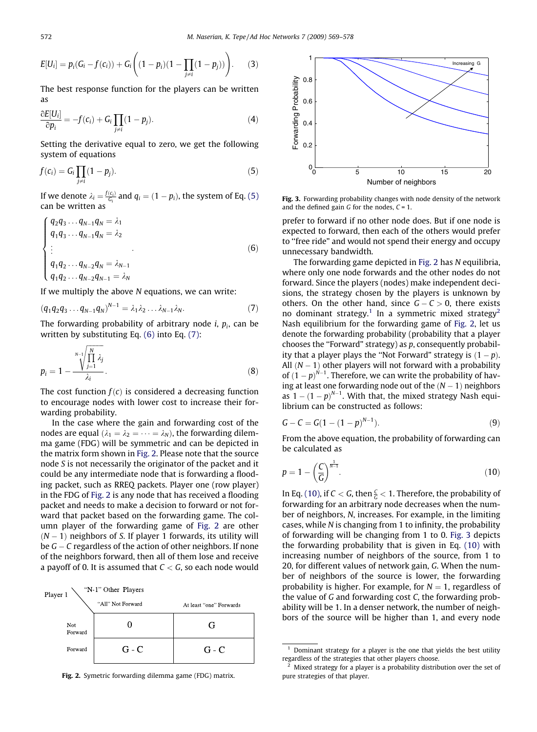$$E[U_i] = p_i(G_i - f(c_i)) + G_i\left((1-p_i)(1-\prod_{j\neq i}(1-p_j))\right). \quad (3)$$

The best response function for the players can be written as

$$\frac{\partial E[U_i]}{\partial p_i} = -f(c_i) + G_i\prod_{j\neq i}(1-p_j). \quad (4)$$

Setting the derivative equal to zero, we get the following system of equations

$$f(c_i) = G_i\prod_{j\neq i}(1-p_j). \quad (5)$$

If we denote $\lambda_i = \frac{f(c_i)}{G_i}$ and $q_i = (1-p_i)$, the system of Eq. (5) can be written as

$$\begin{cases} q_2q_3\ldots q_{N-1}q_N = \lambda_1 \\ q_1q_3\ldots q_{N-1}q_N = \lambda_2 \\ \vdots \\ q_1q_2\ldots q_{N-2}q_N = \lambda_{N-1} \\ q_1q_2\ldots q_{N-2}q_{N-1} = \lambda_N \end{cases}. \quad (6)$$

If we multiply the above $N$ equations, we can write:

$$(q_1q_2q_3\ldots q_{N-1}q_N)^{N-1} = \lambda_1\lambda_2\ldots\lambda_{N-1}\lambda_N. \quad (7)$$

The forwarding probability of arbitrary node $i$, $p_i$, can be written by substituting Eq. (6) into Eq. (7):

$$p_i = 1 - \frac{\sqrt[N-1]{\prod_{j=1}^{N}\lambda_j}}{\lambda_i}. \quad (8)$$

The cost function $f(c)$ is considered a decreasing function to encourage nodes with lower cost to increase their forwarding probability.

In the case where the gain and forwarding cost of the nodes are equal ($\lambda_1 = \lambda_2 = \cdots = \lambda_N$), the forwarding dilemma game (FDG) will be symmetric and can be depicted in the matrix form shown in Fig. 2. Please note that the source node $S$ is not necessarily the originator of the packet and it could be any intermediate node that is forwarding a flooding packet, such as RREQ packets. Player one (row player) in the FDG of Fig. 2 is any node that has received a flooding packet and needs to make a decision to forward or not forward that packet based on the forwarding game. The column player of the forwarding game of Fig. 2 are other $(N-1)$ neighbors of $S$. If player 1 forwards, its utility will be $G - C$ regardless of the action of other neighbors. If none of the neighbors forward, then all of them lose and receive a payoff of 0. It is assumed that $C < G$, so each node would prefer to forward if no other node does. But if one node is expected to forward, then each of the others would prefer to "free ride" and would not spend their energy and occupy unnecessary bandwidth.

| Player 1 \ "N-1" Other Players | "All" Not Forward | At least "one" Forwards |
|---|---|---|
| Not Forward | 0 | G |
| Forward | G - C | G - C |

Fig. 2. Symetric forwarding dilemma game (FDG) matrix.

The forwarding game depicted in Fig. 2 has $N$ equilibria, where only one node forwards and the other nodes do not forward. Since the players (nodes) make independent decisions, the strategy chosen by the players is unknown by others. On the other hand, since $G - C > 0$, there exists no dominant strategy.[1] In a symmetric mixed strategy[2] Nash equilibrium for the forwarding game of Fig. 2, let us denote the forwarding probability (probability that a player chooses the "Forward" strategy) as $p$, consequently probability that a player plays the "Not Forward" strategy is $(1-p)$. All $(N-1)$ other players will not forward with a probability of $(1-p)^{N-1}$. Therefore, we can write the probability of having at least one forwarding node out of the $(N-1)$ neighbors as $1-(1-p)^{N-1}$. With that, the mixed strategy Nash equilibrium can be constructed as follows:

$$G - C = G(1-(1-p)^{N-1}). \quad (9)$$

From the above equation, the probability of forwarding can be calculated as

$$p = 1 - \left(\frac{C}{G}\right)^{\frac{1}{N-1}}. \quad (10)$$

In Eq. (10), if $C < G$, then $\frac{C}{G} < 1$. Therefore, the probability of forwarding for an arbitrary node decreases when the number of neighbors, $N$, increases. For example, in the limiting cases, while $N$ is changing from 1 to infinity, the probability of forwarding will be changing from 1 to 0. Fig. 3 depicts the forwarding probability that is given in Eq. (10) with increasing number of neighbors of the source, from 1 to 20, for different values of network gain, $G$. When the number of neighbors of the source is lower, the forwarding probability is higher. For example, for $N = 1$, regardless of the value of $G$ and forwarding cost $C$, the forwarding probability will be 1. In a denser network, the number of neighbors of the source will be higher than 1, and every node

Fig. 3. Forwarding probability changes with node density of the network and the defined gain $G$ for the nodes, $C = 1$.

[1] Dominant strategy for a player is the one that yields the best utility regardless of the strategies that other players choose.

[2] Mixed strategy for a player is a probability distribution over the set of pure strategies of that player.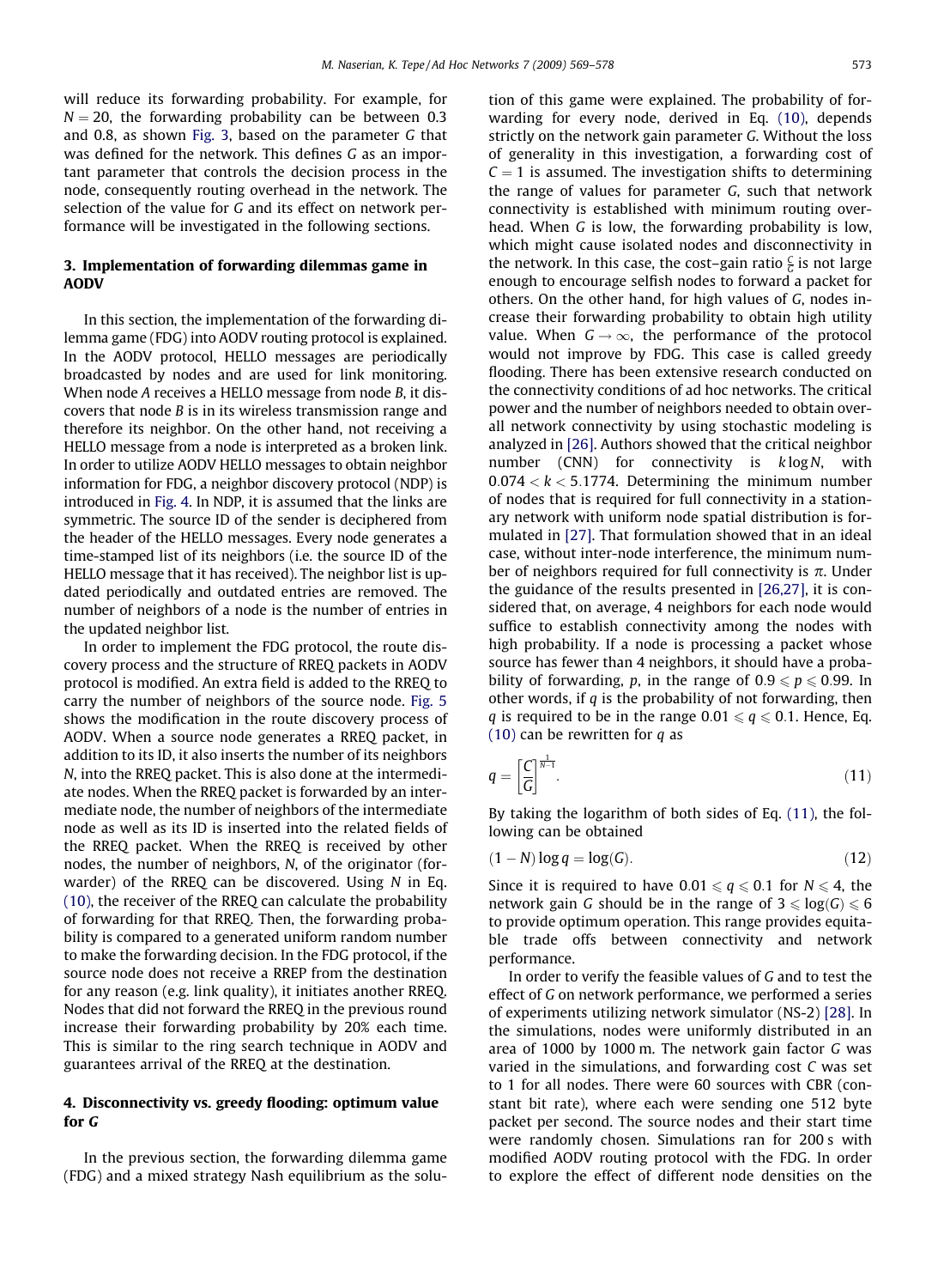will reduce its forwarding probability. For example, for $N = 20$, the forwarding probability can be between 0.3 and 0.8, as shown Fig. 3, based on the parameter $G$ that was defined for the network. This defines $G$ as an important parameter that controls the decision process in the node, consequently routing overhead in the network. The selection of the value for $G$ and its effect on network performance will be investigated in the following sections.

## 3. Implementation of forwarding dilemmas game in AODV

In this section, the implementation of the forwarding dilemma game (FDG) into AODV routing protocol is explained. In the AODV protocol, HELLO messages are periodically broadcasted by nodes and are used for link monitoring. When node $A$ receives a HELLO message from node $B$, it discovers that node $B$ is in its wireless transmission range and therefore its neighbor. On the other hand, not receiving a HELLO message from a node is interpreted as a broken link. In order to utilize AODV HELLO messages to obtain neighbor information for FDG, a neighbor discovery protocol (NDP) is introduced in Fig. 4. In NDP, it is assumed that the links are symmetric. The source ID of the sender is deciphered from the header of the HELLO messages. Every node generates a time-stamped list of its neighbors (i.e. the source ID of the HELLO message that it has received). The neighbor list is updated periodically and outdated entries are removed. The number of neighbors of a node is the number of entries in the updated neighbor list.

In order to implement the FDG protocol, the route discovery process and the structure of RREQ packets in AODV protocol is modified. An extra field is added to the RREQ to carry the number of neighbors of the source node. Fig. 5 shows the modification in the route discovery process of AODV. When a source node generates a RREQ packet, in addition to its ID, it also inserts the number of its neighbors $N$, into the RREQ packet. This is also done at the intermediate nodes. When the RREQ packet is forwarded by an intermediate node, the number of neighbors of the intermediate node as well as its ID is inserted into the related fields of the RREQ packet. When the RREQ is received by other nodes, the number of neighbors, $N$, of the originator (forwarder) of the RREQ can be discovered. Using $N$ in Eq. (10), the receiver of the RREQ can calculate the probability of forwarding for that RREQ. Then, the forwarding probability is compared to a generated uniform random number to make the forwarding decision. In the FDG protocol, if the source node does not receive a RREP from the destination for any reason (e.g. link quality), it initiates another RREQ. Nodes that did not forward the RREQ in the previous round increase their forwarding probability by 20% each time. This is similar to the ring search technique in AODV and guarantees arrival of the RREQ at the destination.

## 4. Disconnectivity vs. greedy flooding: optimum value for $G$

In the previous section, the forwarding dilemma game (FDG) and a mixed strategy Nash equilibrium as the solution of this game were explained. The probability of forwarding for every node, derived in Eq. (10), depends strictly on the network gain parameter $G$. Without the loss of generality in this investigation, a forwarding cost of $C = 1$ is assumed. The investigation shifts to determining the range of values for parameter $G$, such that network connectivity is established with minimum routing overhead. When $G$ is low, the forwarding probability is low, which might cause isolated nodes and disconnectivity in the network. In this case, the cost–gain ratio $\frac{C}{G}$ is not large enough to encourage selfish nodes to forward a packet for others. On the other hand, for high values of $G$, nodes increase their forwarding probability to obtain high utility value. When $G \to \infty$, the performance of the protocol would not improve by FDG. This case is called greedy flooding. There has been extensive research conducted on the connectivity conditions of ad hoc networks. The critical power and the number of neighbors needed to obtain overall network connectivity by using stochastic modeling is analyzed in [26]. Authors showed that the critical neighbor number (CNN) for connectivity is $k \log N$, with $0.074 < k < 5.1774$. Determining the minimum number of nodes that is required for full connectivity in a stationary network with uniform node spatial distribution is formulated in [27]. That formulation showed that in an ideal case, without inter-node interference, the minimum number of neighbors required for full connectivity is $\pi$. Under the guidance of the results presented in [26,27], it is considered that, on average, 4 neighbors for each node would suffice to establish connectivity among the nodes with high probability. If a node is processing a packet whose source has fewer than 4 neighbors, it should have a probability of forwarding, $p$, in the range of $0.9 \leqslant p \leqslant 0.99$. In other words, if $q$ is the probability of not forwarding, then $q$ is required to be in the range $0.01 \leqslant q \leqslant 0.1$. Hence, Eq. (10) can be rewritten for $q$ as

$$q = \left[\frac{C}{G}\right]^{\frac{1}{N-1}}. \tag{11}$$

By taking the logarithm of both sides of Eq. (11), the following can be obtained

$$(1 - N)\log q = \log(G). \tag{12}$$

Since it is required to have $0.01 \leqslant q \leqslant 0.1$ for $N \leqslant 4$, the network gain $G$ should be in the range of $3 \leqslant \log(G) \leqslant 6$ to provide optimum operation. This range provides equitable trade offs between connectivity and network performance.

In order to verify the feasible values of $G$ and to test the effect of $G$ on network performance, we performed a series of experiments utilizing network simulator (NS-2) [28]. In the simulations, nodes were uniformly distributed in an area of 1000 by 1000 m. The network gain factor $G$ was varied in the simulations, and forwarding cost $C$ was set to 1 for all nodes. There were 60 sources with CBR (constant bit rate), where each were sending one 512 byte packet per second. The source nodes and their start time were randomly chosen. Simulations ran for 200 s with modified AODV routing protocol with the FDG. In order to explore the effect of different node densities on the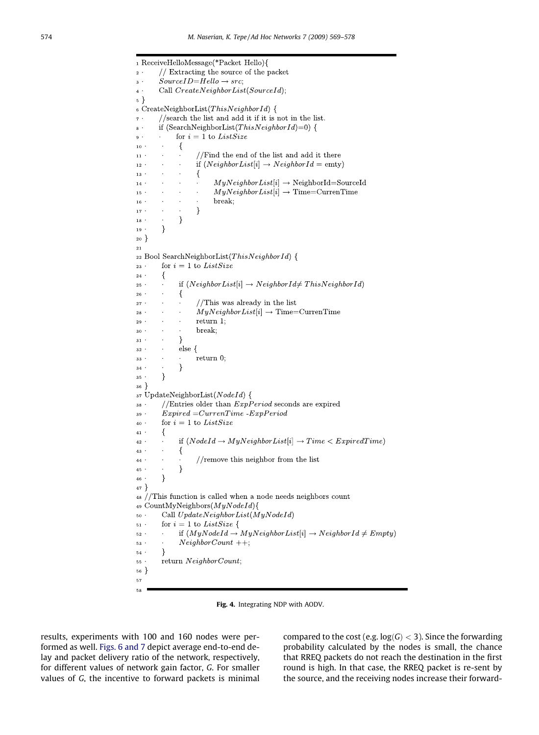```
1 ReceiveHelloMessage(*Packet Hello){
2 ·     // Extracting the source of the packet
3 ·     SourceID=Hello → src;
4 ·     Call CreateNeighborList(SourceId);
5 }
6 CreateNeighborList(ThisNeighborId) {
7 ·     //search the list and add it if it is not in the list.
8 ·     if (SearchNeighborList(ThisNeighborId)=0) {
9 ·     ·     for i = 1 to ListSize
10 ·    ·     {
11 ·    ·     ·     //Find the end of the list and add it there
12 ·    ·     ·     if (NeighborList[i] → NeighborId = emty)
13 ·    ·     ·     {
14 ·    ·     ·     ·     MyNeighborList[i] → NeighborId=SourceId
15 ·    ·     ·     ·     MyNeighborList[i] → Time=CurrenTime
16 ·    ·     ·     ·     break;
17 ·    ·     ·     }
18 ·    ·     }
19 ·    }
20 }
21
22 Bool SearchNeighborList(ThisNeighborId) {
23 ·    for i = 1 to ListSize
24 ·    {
25 ·    ·     if (NeighborList[i] → NeighborId≠ ThisNeighborId)
26 ·    ·     {
27 ·    ·     ·     //This was already in the list
28 ·    ·     ·     MyNeighborList[i] → Time=CurrenTime
29 ·    ·     ·     return 1;
30 ·    ·     ·     break;
31 ·    ·     }
32 ·    ·     else {
33 ·    ·     ·     return 0;
34 ·    ·     }
35 ·    }
36 }
37 UpdateNeighborList(NodeId) {
38 ·    //Entries older than ExpPeriod seconds are expired
39 ·    Expired =CurrenTime -ExpPeriod
40 ·    for i = 1 to ListSize
41 ·    {
42 ·    ·     if (NodeId → MyNeighborList[i] → Time < ExpiredTime)
43 ·    ·     {
44 ·    ·     ·     //remove this neighbor from the list
45 ·    ·     }
46 ·    }
47 }
48 //This function is called when a node needs neighbors count
49 CountMyNeighbors(MyNodeId){
50 ·    Call UpdateNeighborList(MyNodeId)
51 ·    for i = 1 to ListSize {
52 ·    ·     if (MyNodeId → MyNeighborList[i] → NeighborId ≠ Empty)
53 ·    ·     NeighborCount ++;
54 ·    }
55 ·    return NeighborCount;
56 }
57
58
```

**Fig. 4.** Integrating NDP with AODV.

results, experiments with 100 and 160 nodes were performed as well. Figs. 6 and 7 depict average end-to-end delay and packet delivery ratio of the network, respectively, for different values of network gain factor, $G$. For smaller values of $G$, the incentive to forward packets is minimal compared to the cost (e.g. $\log(G) < 3$). Since the forwarding probability calculated by the nodes is small, the chance that RREQ packets do not reach the destination in the first round is high. In that case, the RREQ packet is re-sent by the source, and the receiving nodes increase their forward-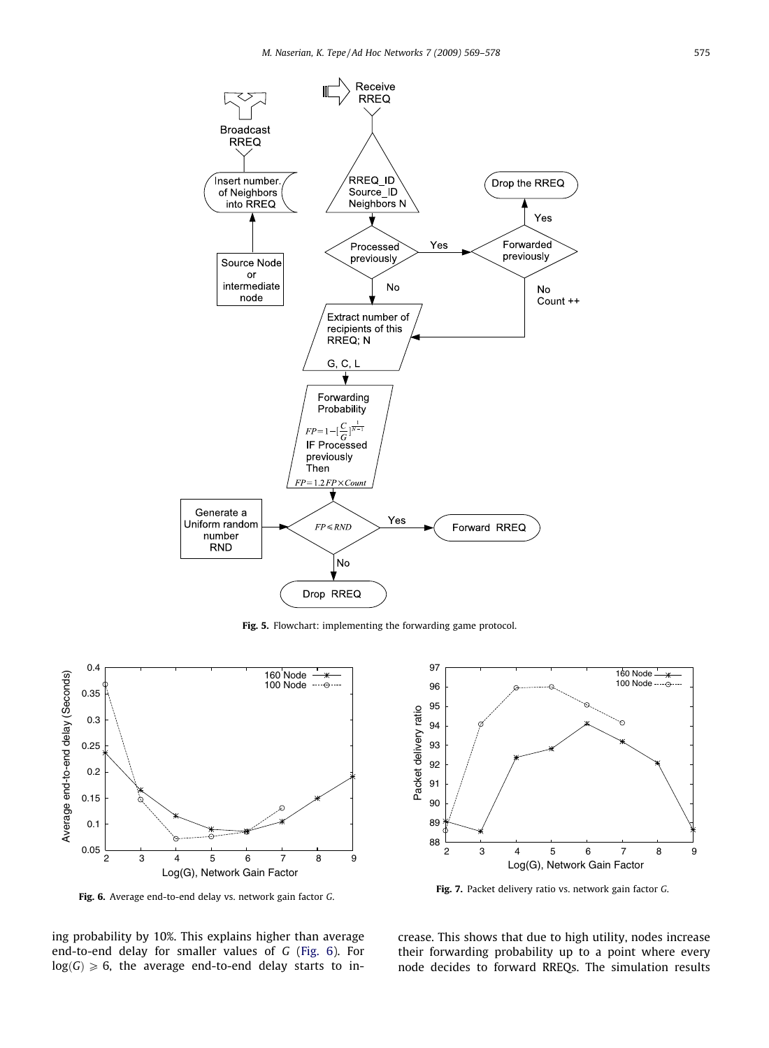Fig. 5. Flowchart: implementing the forwarding game protocol.

Fig. 6. Average end-to-end delay vs. network gain factor $G$.

Fig. 7. Packet delivery ratio vs. network gain factor $G$.

ing probability by 10%. This explains higher than average end-to-end delay for smaller values of $G$ (Fig. 6). For $\log(G) \geqslant 6$, the average end-to-end delay starts to increase. This shows that due to high utility, nodes increase their forwarding probability up to a point where every node decides to forward RREQs. The simulation results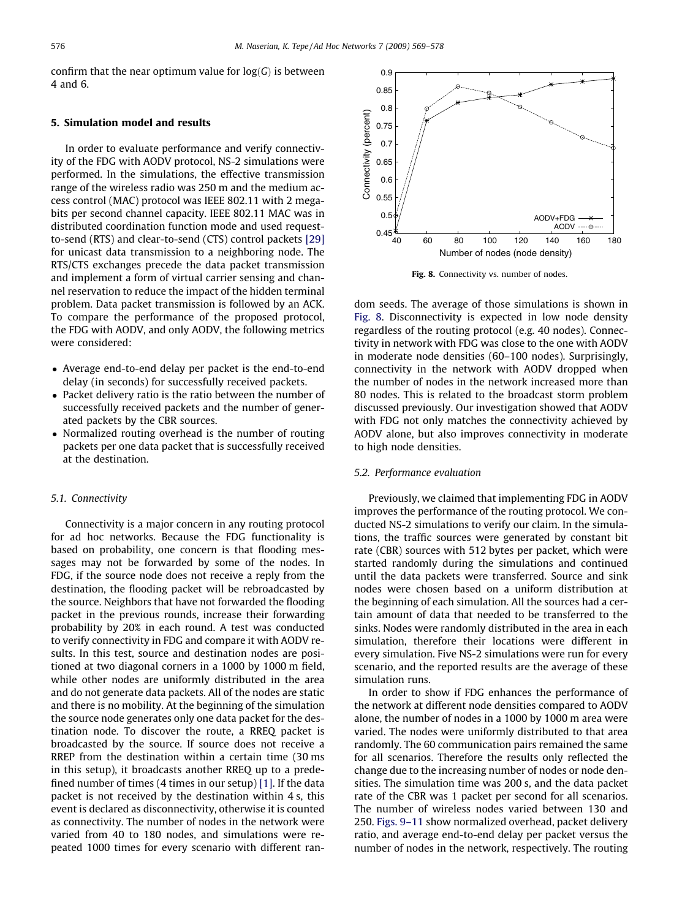confirm that the near optimum value for $\log(G)$ is between 4 and 6.

## 5. Simulation model and results

In order to evaluate performance and verify connectivity of the FDG with AODV protocol, NS-2 simulations were performed. In the simulations, the effective transmission range of the wireless radio was 250 m and the medium access control (MAC) protocol was IEEE 802.11 with 2 megabits per second channel capacity. IEEE 802.11 MAC was in distributed coordination function mode and used request-to-send (RTS) and clear-to-send (CTS) control packets [29] for unicast data transmission to a neighboring node. The RTS/CTS exchanges precede the data packet transmission and implement a form of virtual carrier sensing and channel reservation to reduce the impact of the hidden terminal problem. Data packet transmission is followed by an ACK. To compare the performance of the proposed protocol, the FDG with AODV, and only AODV, the following metrics were considered:

- Average end-to-end delay per packet is the end-to-end delay (in seconds) for successfully received packets.
- Packet delivery ratio is the ratio between the number of successfully received packets and the number of generated packets by the CBR sources.
- Normalized routing overhead is the number of routing packets per one data packet that is successfully received at the destination.

### 5.1. Connectivity

Connectivity is a major concern in any routing protocol for ad hoc networks. Because the FDG functionality is based on probability, one concern is that flooding messages may not be forwarded by some of the nodes. In FDG, if the source node does not receive a reply from the destination, the flooding packet will be rebroadcasted by the source. Neighbors that have not forwarded the flooding packet in the previous rounds, increase their forwarding probability by 20% in each round. A test was conducted to verify connectivity in FDG and compare it with AODV results. In this test, source and destination nodes are positioned at two diagonal corners in a 1000 by 1000 m field, while other nodes are uniformly distributed in the area and do not generate data packets. All of the nodes are static and there is no mobility. At the beginning of the simulation the source node generates only one data packet for the destination node. To discover the route, a RREQ packet is broadcasted by the source. If source does not receive a RREP from the destination within a certain time (30 ms in this setup), it broadcasts another RREQ up to a predefined number of times (4 times in our setup) [1]. If the data packet is not received by the destination within 4 s, this event is declared as disconnectivity, otherwise it is counted as connectivity. The number of nodes in the network were varied from 40 to 180 nodes, and simulations were repeated 1000 times for every scenario with different random seeds. The average of those simulations is shown in Fig. 8. Disconnectivity is expected in low node density regardless of the routing protocol (e.g. 40 nodes). Connectivity in network with FDG was close to the one with AODV in moderate node densities (60–100 nodes). Surprisingly, connectivity in the network with AODV dropped when the number of nodes in the network increased more than 80 nodes. This is related to the broadcast storm problem discussed previously. Our investigation showed that AODV with FDG not only matches the connectivity achieved by AODV alone, but also improves connectivity in moderate to high node densities.

**Fig. 8.** Connectivity vs. number of nodes.

### 5.2. Performance evaluation

Previously, we claimed that implementing FDG in AODV improves the performance of the routing protocol. We conducted NS-2 simulations to verify our claim. In the simulations, the traffic sources were generated by constant bit rate (CBR) sources with 512 bytes per packet, which were started randomly during the simulations and continued until the data packets were transferred. Source and sink nodes were chosen based on a uniform distribution at the beginning of each simulation. All the sources had a certain amount of data that needed to be transferred to the sinks. Nodes were randomly distributed in the area in each simulation, therefore their locations were different in every simulation. Five NS-2 simulations were run for every scenario, and the reported results are the average of these simulation runs.

In order to show if FDG enhances the performance of the network at different node densities compared to AODV alone, the number of nodes in a 1000 by 1000 m area were varied. The nodes were uniformly distributed to that area randomly. The 60 communication pairs remained the same for all scenarios. Therefore the results only reflected the change due to the increasing number of nodes or node densities. The simulation time was 200 s, and the data packet rate of the CBR was 1 packet per second for all scenarios. The number of wireless nodes varied between 130 and 250. Figs. 9–11 show normalized overhead, packet delivery ratio, and average end-to-end delay per packet versus the number of nodes in the network, respectively. The routing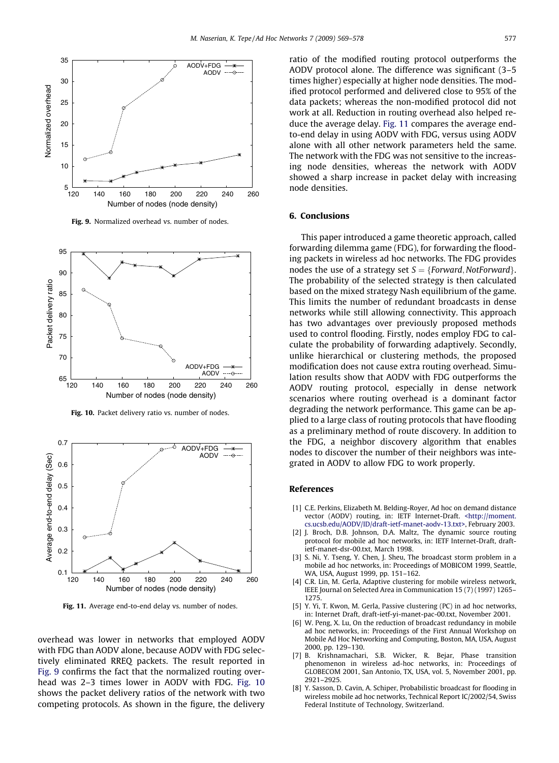Fig. 9. Normalized overhead vs. number of nodes.

Fig. 10. Packet delivery ratio vs. number of nodes.

Fig. 11. Average end-to-end delay vs. number of nodes.

overhead was lower in networks that employed AODV with FDG than AODV alone, because AODV with FDG selectively eliminated RREQ packets. The result reported in Fig. 9 confirms the fact that the normalized routing overhead was 2–3 times lower in AODV with FDG. Fig. 10 shows the packet delivery ratios of the network with two competing protocols. As shown in the figure, the delivery ratio of the modified routing protocol outperforms the AODV protocol alone. The difference was significant (3–5 times higher) especially at higher node densities. The modified protocol performed and delivered close to 95% of the data packets; whereas the non-modified protocol did not work at all. Reduction in routing overhead also helped reduce the average delay. Fig. 11 compares the average end-to-end delay in using AODV with FDG, versus using AODV alone with all other network parameters held the same. The network with the FDG was not sensitive to the increasing node densities, whereas the network with AODV showed a sharp increase in packet delay with increasing node densities.

## 6. Conclusions

This paper introduced a game theoretic approach, called forwarding dilemma game (FDG), for forwarding the flooding packets in wireless ad hoc networks. The FDG provides nodes the use of a strategy set $S = \{Forward, NotForward\}$. The probability of the selected strategy is then calculated based on the mixed strategy Nash equilibrium of the game. This limits the number of redundant broadcasts in dense networks while still allowing connectivity. This approach has two advantages over previously proposed methods used to control flooding. Firstly, nodes employ FDG to calculate the probability of forwarding adaptively. Secondly, unlike hierarchical or clustering methods, the proposed modification does not cause extra routing overhead. Simulation results show that AODV with FDG outperforms the AODV routing protocol, especially in dense network scenarios where routing overhead is a dominant factor degrading the network performance. This game can be applied to a large class of routing protocols that have flooding as a preliminary method of route discovery. In addition to the FDG, a neighbor discovery algorithm that enables nodes to discover the number of their neighbors was integrated in AODV to allow FDG to work properly.

## References

[1] C.E. Perkins, Elizabeth M. Belding-Royer, Ad hoc on demand distance vector (AODV) routing, in: IETF Internet-Draft. <http://moment.cs.ucsb.edu/AODV/ID/draft-ietf-manet-aodv-13.txt>, February 2003.

[2] J. Broch, D.B. Johnson, D.A. Maltz, The dynamic source routing protocol for mobile ad hoc networks, in: IETF Internet-Draft, draft-ietf-manet-dsr-00.txt, March 1998.

[3] S. Ni, Y. Tseng, Y. Chen, J. Sheu, The broadcast storm problem in a mobile ad hoc networks, in: Proceedings of MOBICOM 1999, Seattle, WA, USA, August 1999, pp. 151–162.

[4] C.R. Lin, M. Gerla, Adaptive clustering for mobile wireless network, IEEE Journal on Selected Area in Communication 15 (7) (1997) 1265–1275.

[5] Y. Yi, T. Kwon, M. Gerla, Passive clustering (PC) in ad hoc networks, in: Internet Draft, draft-ietf-yi-manet-pac-00.txt, November 2001.

[6] W. Peng, X. Lu, On the reduction of broadcast redundancy in mobile ad hoc networks, in: Proceedings of the First Annual Workshop on Mobile Ad Hoc Networking and Computing, Boston, MA, USA, August 2000, pp. 129–130.

[7] B. Krishnamachari, S.B. Wicker, R. Bejar, Phase transition phenomenon in wireless ad-hoc networks, in: Proceedings of GLOBECOM 2001, San Antonio, TX, USA, vol. 5, November 2001, pp. 2921–2925.

[8] Y. Sasson, D. Cavin, A. Schiper, Probabilistic broadcast for flooding in wireless mobile ad hoc networks, Technical Report IC/2002/54, Swiss Federal Institute of Technology, Switzerland.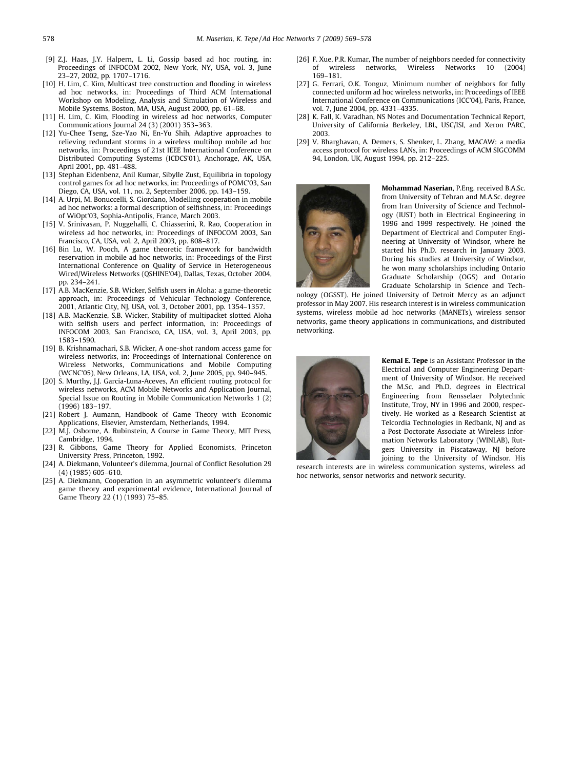[9] Z.J. Haas, J.Y. Halpern, L. Li, Gossip based ad hoc routing, in: Proceedings of INFOCOM 2002, New York, NY, USA, vol. 3, June 23–27, 2002, pp. 1707–1716.

[10] H. Lim, C. Kim, Multicast tree construction and flooding in wireless ad hoc networks, in: Proceedings of Third ACM International Workshop on Modeling, Analysis and Simulation of Wireless and Mobile Systems, Boston, MA, USA, August 2000, pp. 61–68.

[11] H. Lim, C. Kim, Flooding in wireless ad hoc networks, Computer Communications Journal 24 (3) (2001) 353–363.

[12] Yu-Chee Tseng, Sze-Yao Ni, En-Yu Shih, Adaptive approaches to relieving redundant storms in a wireless multihop mobile ad hoc networks, in: Proceedings of 21st IEEE International Conference on Distributed Computing Systems (ICDCS'01), Anchorage, AK, USA, April 2001, pp. 481–488.

[13] Stephan Eidenbenz, Anil Kumar, Sibylle Zust, Equilibria in topology control games for ad hoc networks, in: Proceedings of POMC'03, San Diego, CA, USA, vol. 11, no. 2, September 2006, pp. 143–159.

[14] A. Urpi, M. Bonuccelli, S. Giordano, Modelling cooperation in mobile ad hoc networks: a formal description of selfishness, in: Proceedings of WiOpt'03, Sophia-Antipolis, France, March 2003.

[15] V. Srinivasan, P. Nuggehalli, C. Chiasserini, R. Rao, Cooperation in wireless ad hoc networks, in: Proceedings of INFOCOM 2003, San Francisco, CA, USA, vol. 2, April 2003, pp. 808–817.

[16] Bin Lu, W. Pooch, A game theoretic framework for bandwidth reservation in mobile ad hoc networks, in: Proceedings of the First International Conference on Quality of Service in Heterogeneous Wired/Wireless Networks (QSHINE'04), Dallas, Texas, October 2004, pp. 234–241.

[17] A.B. MacKenzie, S.B. Wicker, Selfish users in Aloha: a game-theoretic approach, in: Proceedings of Vehicular Technology Conference, 2001, Atlantic City, NJ, USA, vol. 3, October 2001, pp. 1354–1357.

[18] A.B. MacKenzie, S.B. Wicker, Stability of multipacket slotted Aloha with selfish users and perfect information, in: Proceedings of INFOCOM 2003, San Francisco, CA, USA, vol. 3, April 2003, pp. 1583–1590.

[19] B. Krishnamachari, S.B. Wicker, A one-shot random access game for wireless networks, in: Proceedings of International Conference on Wireless Networks, Communications and Mobile Computing (WCNC'05), New Orleans, LA, USA, vol. 2, June 2005, pp. 940–945.

[20] S. Murthy, J.J. Garcia-Luna-Aceves, An efficient routing protocol for wireless networks, ACM Mobile Networks and Application Journal, Special Issue on Routing in Mobile Communication Networks 1 (2) (1996) 183–197.

[21] Robert J. Aumann, Handbook of Game Theory with Economic Applications, Elsevier, Amsterdam, Netherlands, 1994.

[22] M.J. Osborne, A. Rubinstein, A Course in Game Theory, MIT Press, Cambridge, 1994.

[23] R. Gibbons, Game Theory for Applied Economists, Princeton University Press, Princeton, 1992.

[24] A. Diekmann, Volunteer's dilemma, Journal of Conflict Resolution 29 (4) (1985) 605–610.

[25] A. Diekmann, Cooperation in an asymmetric volunteer's dilemma game theory and experimental evidence, International Journal of Game Theory 22 (1) (1993) 75–85.

[26] F. Xue, P.R. Kumar, The number of neighbors needed for connectivity of wireless networks, Wireless Networks 10 (2004) 169–181.

[27] G. Ferrari, O.K. Tonguz, Minimum number of neighbors for fully connected uniform ad hoc wireless networks, in: Proceedings of IEEE International Conference on Communications (ICC'04), Paris, France, vol. 7, June 2004, pp. 4331–4335.

[28] K. Fall, K. Varadhan, NS Notes and Documentation Technical Report, University of California Berkeley, LBL, USC/ISI, and Xeron PARC, 2003.

[29] V. Bharghavan, A. Demers, S. Shenker, L. Zhang, MACAW: a media access protocol for wireless LANs, in: Proceedings of ACM SIGCOMM 94, London, UK, August 1994, pp. 212–225.

**Mohammad Naserian**, P.Eng. received B.A.Sc. from University of Tehran and M.A.Sc. degree from Iran University of Science and Technology (IUST) both in Electrical Engineering in 1996 and 1999 respectively. He joined the Department of Electrical and Computer Engineering at University of Windsor, where he started his Ph.D. research in January 2003. During his studies at University of Windsor, he won many scholarships including Ontario Graduate Scholarship (OGS) and Ontario Graduate Scholarship in Science and Technology (OGSST). He joined University of Detroit Mercy as an adjunct professor in May 2007. His research interest is in wireless communication systems, wireless mobile ad hoc networks (MANETs), wireless sensor networks, game theory applications in communications, and distributed networking.

**Kemal E. Tepe** is an Assistant Professor in the Electrical and Computer Engineering Department of University of Windsor. He received the M.Sc. and Ph.D. degrees in Electrical Engineering from Rensselaer Polytechnic Institute, Troy, NY in 1996 and 2000, respectively. He worked as a Research Scientist at Telcordia Technologies in Redbank, NJ and as a Post Doctorate Associate at Wireless Information Networks Laboratory (WINLAB), Rutgers University in Piscataway, NJ before joining to the University of Windsor. His research interests are in wireless communication systems, wireless ad hoc networks, sensor networks and network security.